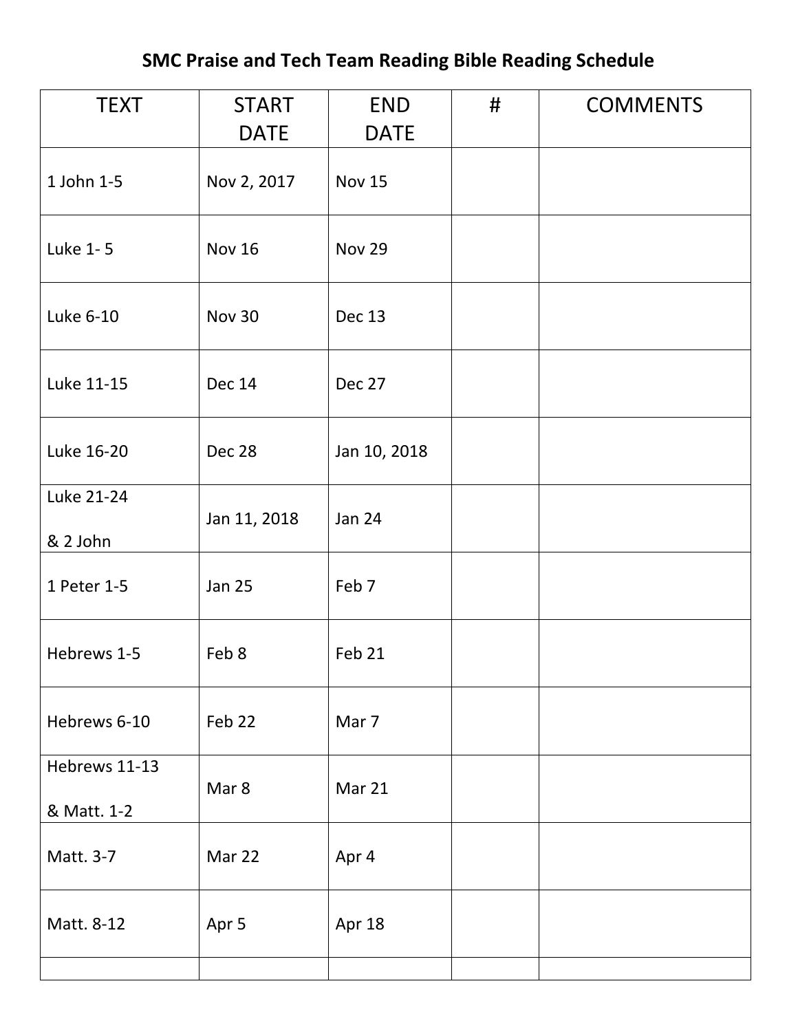# SMC Praise and Tech Team Reading Bible Reading Schedule

| TEXT | START DATE | END DATE | # | COMMENTS |
|---|---|---|---|---|
| 1 John 1-5 | Nov 2, 2017 | Nov 15 | | |
| Luke 1- 5 | Nov 16 | Nov 29 | | |
| Luke 6-10 | Nov 30 | Dec 13 | | |
| Luke 11-15 | Dec 14 | Dec 27 | | |
| Luke 16-20 | Dec 28 | Jan 10, 2018 | | |
| Luke 21-24 & 2 John | Jan 11, 2018 | Jan 24 | | |
| 1 Peter 1-5 | Jan 25 | Feb 7 | | |
| Hebrews 1-5 | Feb 8 | Feb 21 | | |
| Hebrews 6-10 | Feb 22 | Mar 7 | | |
| Hebrews 11-13 & Matt. 1-2 | Mar 8 | Mar 21 | | |
| Matt. 3-7 | Mar 22 | Apr 4 | | |
| Matt. 8-12 | Apr 5 | Apr 18 | | |
| | | | | |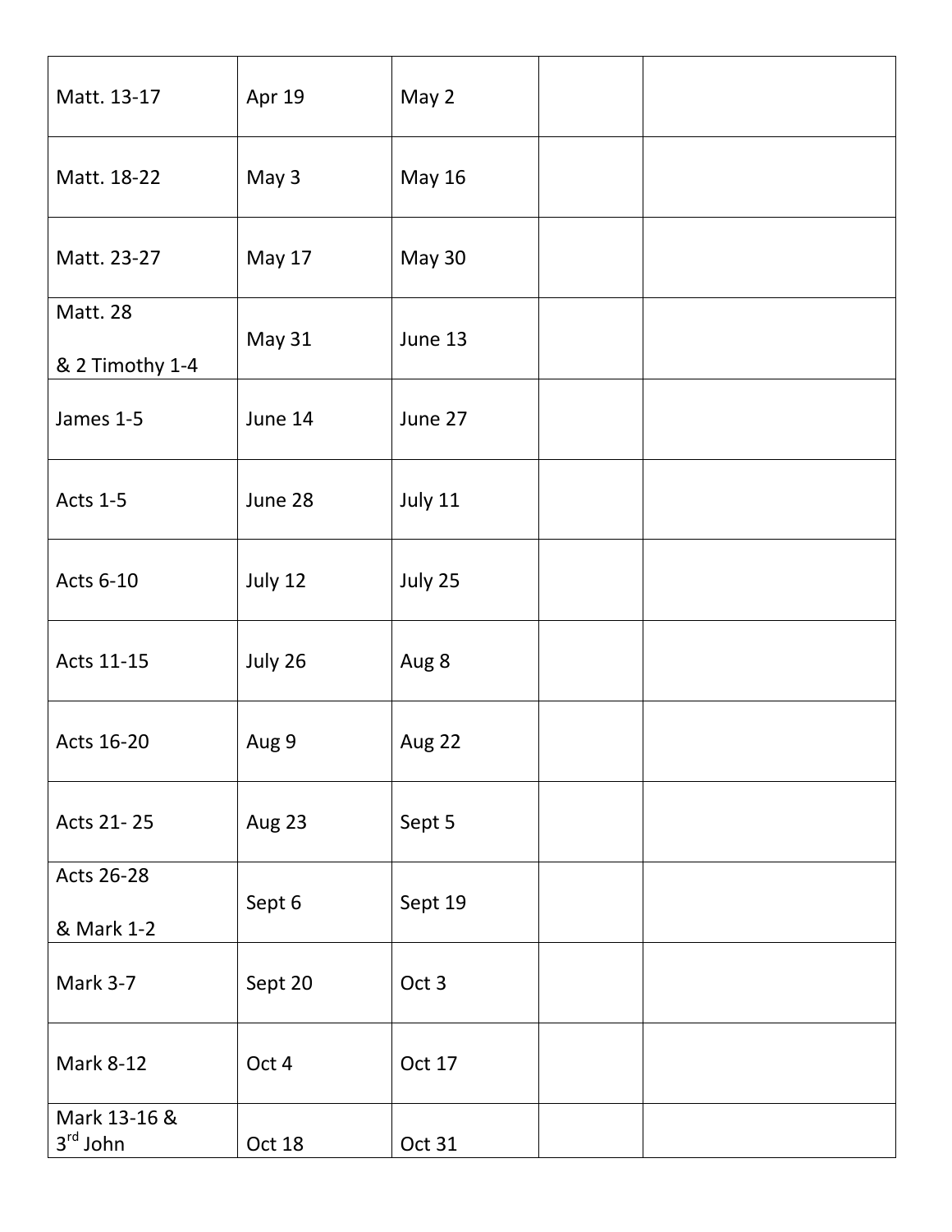| Matt. 13-17 | Apr 19 | May 2 | | |
|---|---|---|---|---|
| Matt. 18-22 | May 3 | May 16 | | |
| Matt. 23-27 | May 17 | May 30 | | |
| Matt. 28 & 2 Timothy 1-4 | May 31 | June 13 | | |
| James 1-5 | June 14 | June 27 | | |
| Acts 1-5 | June 28 | July 11 | | |
| Acts 6-10 | July 12 | July 25 | | |
| Acts 11-15 | July 26 | Aug 8 | | |
| Acts 16-20 | Aug 9 | Aug 22 | | |
| Acts 21- 25 | Aug 23 | Sept 5 | | |
| Acts 26-28 & Mark 1-2 | Sept 6 | Sept 19 | | |
| Mark 3-7 | Sept 20 | Oct 3 | | |
| Mark 8-12 | Oct 4 | Oct 17 | | |
| Mark 13-16 & 3rd John | Oct 18 | Oct 31 | | |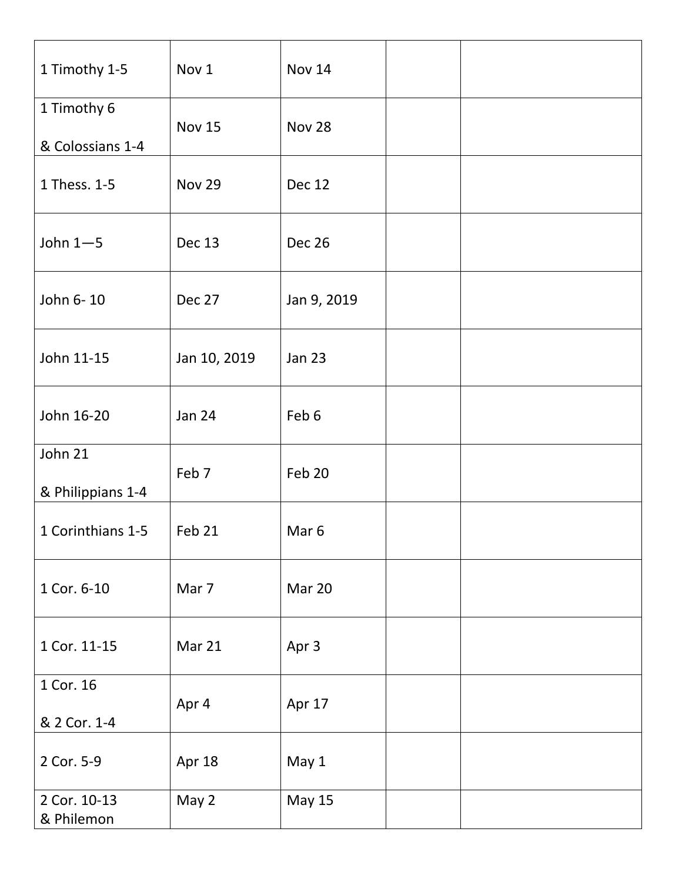| | | | | |
|---|---|---|---|---|
| 1 Timothy 1-5 | Nov 1 | Nov 14 | | |
| 1 Timothy 6<br><br>& Colossians 1-4 | Nov 15 | Nov 28 | | |
| 1 Thess. 1-5 | Nov 29 | Dec 12 | | |
| John 1—5 | Dec 13 | Dec 26 | | |
| John 6- 10 | Dec 27 | Jan 9, 2019 | | |
| John 11-15 | Jan 10, 2019 | Jan 23 | | |
| John 16-20 | Jan 24 | Feb 6 | | |
| John 21<br><br>& Philippians 1-4 | Feb 7 | Feb 20 | | |
| 1 Corinthians 1-5 | Feb 21 | Mar 6 | | |
| 1 Cor. 6-10 | Mar 7 | Mar 20 | | |
| 1 Cor. 11-15 | Mar 21 | Apr 3 | | |
| 1 Cor. 16<br><br>& 2 Cor. 1-4 | Apr 4 | Apr 17 | | |
| 2 Cor. 5-9 | Apr 18 | May 1 | | |
| 2 Cor. 10-13<br>& Philemon | May 2 | May 15 | | |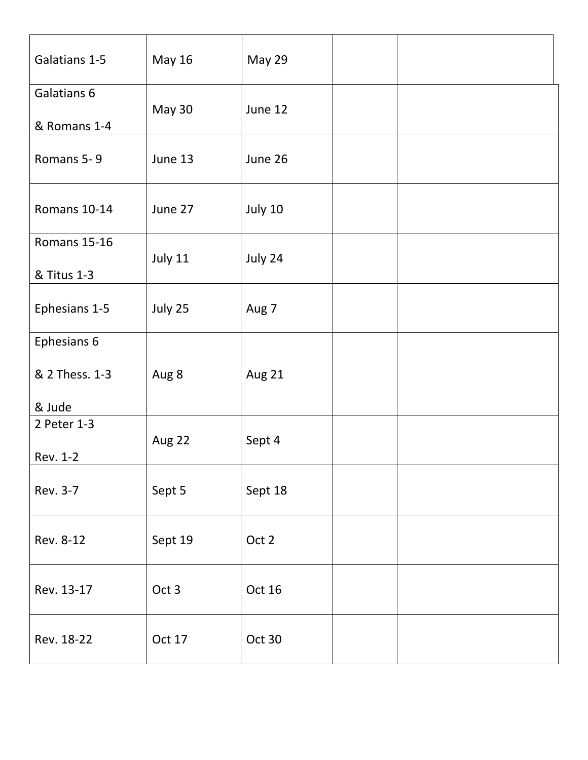| | | | | |
|---|---|---|---|---|
| Galatians 1-5 | May 16 | May 29 | | |
| Galatians 6<br><br>& Romans 1-4 | May 30 | June 12 | | |
| Romans 5- 9 | June 13 | June 26 | | |
| Romans 10-14 | June 27 | July 10 | | |
| Romans 15-16<br><br>& Titus 1-3 | July 11 | July 24 | | |
| Ephesians 1-5 | July 25 | Aug 7 | | |
| Ephesians 6<br><br>& 2 Thess. 1-3<br><br>& Jude | Aug 8 | Aug 21 | | |
| 2 Peter 1-3<br><br>Rev. 1-2 | Aug 22 | Sept 4 | | |
| Rev. 3-7 | Sept 5 | Sept 18 | | |
| Rev. 8-12 | Sept 19 | Oct 2 | | |
| Rev. 13-17 | Oct 3 | Oct 16 | | |
| Rev. 18-22 | Oct 17 | Oct 30 | | |